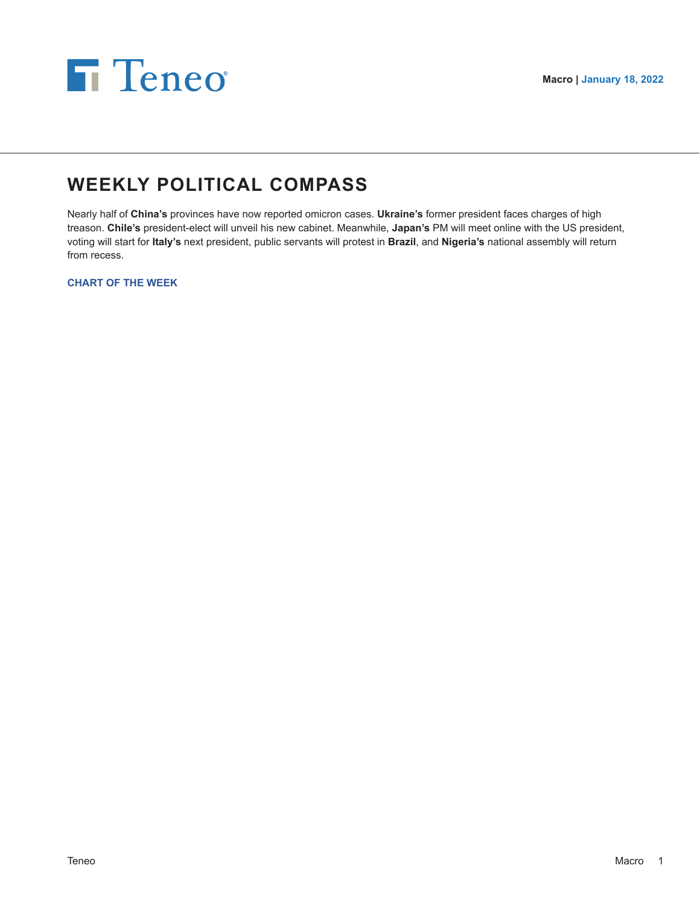Macro | January 18, 2022

# WEEKLY POLITICAL COMPASS

Nearly half of **China's** provinces have now reported omicron cases. **Ukraine's** former president faces charges of high treason. **Chile's** president-elect will unveil his new cabinet. Meanwhile, **Japan's** PM will meet online with the US president, voting will start for **Italy's** next president, public servants will protest in **Brazil**, and **Nigeria's** national assembly will return from recess.

### CHART OF THE WEEK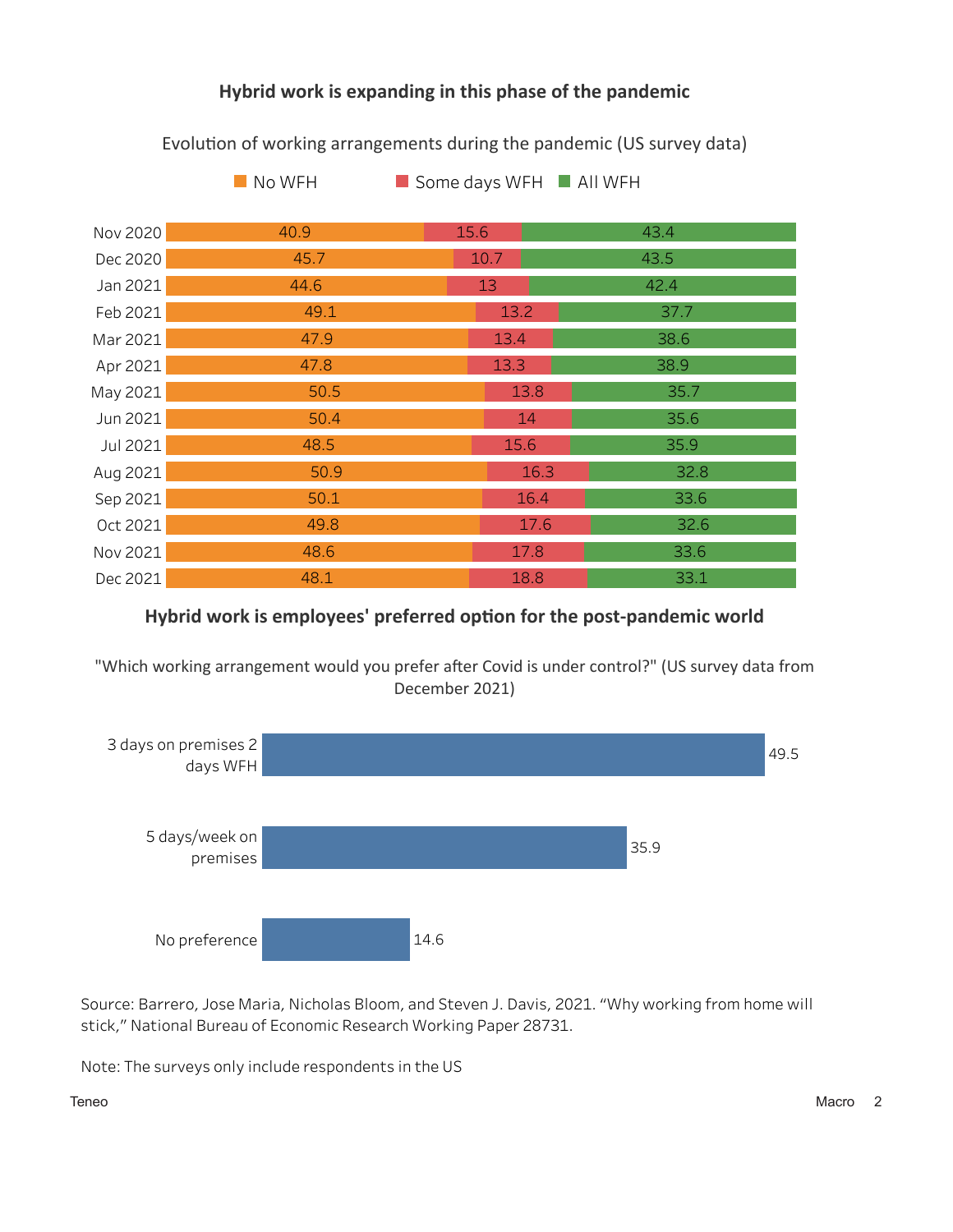## Hybrid work is expanding in this phase of the pandemic

Evolution of working arrangements during the pandemic (US survey data)

| | No WFH | Some days WFH | All WFH |
|---|---|---|---|
| Nov 2020 | 40.9 | 15.6 | 43.4 |
| Dec 2020 | 45.7 | 10.7 | 43.5 |
| Jan 2021 | 44.6 | 13 | 42.4 |
| Feb 2021 | 49.1 | 13.2 | 37.7 |
| Mar 2021 | 47.9 | 13.4 | 38.6 |
| Apr 2021 | 47.8 | 13.3 | 38.9 |
| May 2021 | 50.5 | 13.8 | 35.7 |
| Jun 2021 | 50.4 | 14 | 35.6 |
| Jul 2021 | 48.5 | 15.6 | 35.9 |
| Aug 2021 | 50.9 | 16.3 | 32.8 |
| Sep 2021 | 50.1 | 16.4 | 33.6 |
| Oct 2021 | 49.8 | 17.6 | 32.6 |
| Nov 2021 | 48.6 | 17.8 | 33.6 |
| Dec 2021 | 48.1 | 18.8 | 33.1 |

## Hybrid work is employees' preferred option for the post-pandemic world

"Which working arrangement would you prefer after Covid is under control?" (US survey data from December 2021)

| Arrangement | Value |
|---|---|
| 3 days on premises 2 days WFH | 49.5 |
| 5 days/week on premises | 35.9 |
| No preference | 14.6 |

Source: Barrero, Jose Maria, Nicholas Bloom, and Steven J. Davis, 2021. "Why working from home will stick," National Bureau of Economic Research Working Paper 28731.

Note: The surveys only include respondents in the US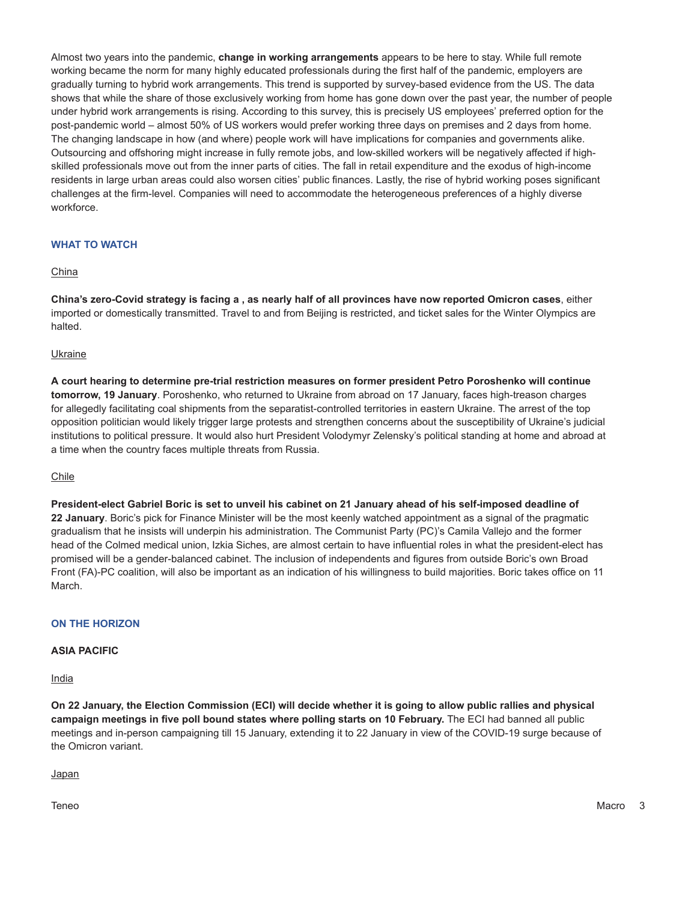Almost two years into the pandemic, **change in working arrangements** appears to be here to stay. While full remote working became the norm for many highly educated professionals during the first half of the pandemic, employers are gradually turning to hybrid work arrangements. This trend is supported by survey-based evidence from the US. The data shows that while the share of those exclusively working from home has gone down over the past year, the number of people under hybrid work arrangements is rising. According to this survey, this is precisely US employees' preferred option for the post-pandemic world – almost 50% of US workers would prefer working three days on premises and 2 days from home. The changing landscape in how (and where) people work will have implications for companies and governments alike. Outsourcing and offshoring might increase in fully remote jobs, and low-skilled workers will be negatively affected if high-skilled professionals move out from the inner parts of cities. The fall in retail expenditure and the exodus of high-income residents in large urban areas could also worsen cities' public finances. Lastly, the rise of hybrid working poses significant challenges at the firm-level. Companies will need to accommodate the heterogeneous preferences of a highly diverse workforce.

## WHAT TO WATCH

### China

**China's zero-Covid strategy is facing a , as nearly half of all provinces have now reported Omicron cases**, either imported or domestically transmitted. Travel to and from Beijing is restricted, and ticket sales for the Winter Olympics are halted.

### Ukraine

**A court hearing to determine pre-trial restriction measures on former president Petro Poroshenko will continue tomorrow, 19 January**. Poroshenko, who returned to Ukraine from abroad on 17 January, faces high-treason charges for allegedly facilitating coal shipments from the separatist-controlled territories in eastern Ukraine. The arrest of the top opposition politician would likely trigger large protests and strengthen concerns about the susceptibility of Ukraine's judicial institutions to political pressure. It would also hurt President Volodymyr Zelensky's political standing at home and abroad at a time when the country faces multiple threats from Russia.

### Chile

**President-elect Gabriel Boric is set to unveil his cabinet on 21 January ahead of his self-imposed deadline of 22 January**. Boric's pick for Finance Minister will be the most keenly watched appointment as a signal of the pragmatic gradualism that he insists will underpin his administration. The Communist Party (PC)'s Camila Vallejo and the former head of the Colmed medical union, Izkia Siches, are almost certain to have influential roles in what the president-elect has promised will be a gender-balanced cabinet. The inclusion of independents and figures from outside Boric's own Broad Front (FA)-PC coalition, will also be important as an indication of his willingness to build majorities. Boric takes office on 11 March.

## ON THE HORIZON

### ASIA PACIFIC

#### India

**On 22 January, the Election Commission (ECI) will decide whether it is going to allow public rallies and physical campaign meetings in five poll bound states where polling starts on 10 February.** The ECI had banned all public meetings and in-person campaigning till 15 January, extending it to 22 January in view of the COVID-19 surge because of the Omicron variant.

#### Japan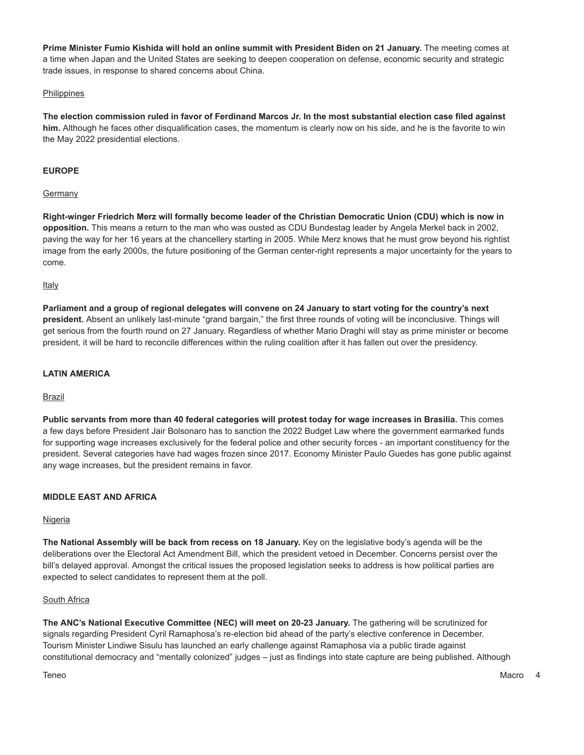**Prime Minister Fumio Kishida will hold an online summit with President Biden on 21 January.** The meeting comes at a time when Japan and the United States are seeking to deepen cooperation on defense, economic security and strategic trade issues, in response to shared concerns about China.

Philippines

**The election commission ruled in favor of Ferdinand Marcos Jr. In the most substantial election case filed against him.** Although he faces other disqualification cases, the momentum is clearly now on his side, and he is the favorite to win the May 2022 presidential elections.

## EUROPE

Germany

**Right-winger Friedrich Merz will formally become leader of the Christian Democratic Union (CDU) which is now in opposition.** This means a return to the man who was ousted as CDU Bundestag leader by Angela Merkel back in 2002, paving the way for her 16 years at the chancellery starting in 2005. While Merz knows that he must grow beyond his rightist image from the early 2000s, the future positioning of the German center-right represents a major uncertainty for the years to come.

Italy

**Parliament and a group of regional delegates will convene on 24 January to start voting for the country's next president.** Absent an unlikely last-minute "grand bargain," the first three rounds of voting will be inconclusive. Things will get serious from the fourth round on 27 January. Regardless of whether Mario Draghi will stay as prime minister or become president, it will be hard to reconcile differences within the ruling coalition after it has fallen out over the presidency.

## LATIN AMERICA

Brazil

**Public servants from more than 40 federal categories will protest today for wage increases in Brasilia.** This comes a few days before President Jair Bolsonaro has to sanction the 2022 Budget Law where the government earmarked funds for supporting wage increases exclusively for the federal police and other security forces - an important constituency for the president. Several categories have had wages frozen since 2017. Economy Minister Paulo Guedes has gone public against any wage increases, but the president remains in favor.

## MIDDLE EAST AND AFRICA

Nigeria

**The National Assembly will be back from recess on 18 January.** Key on the legislative body's agenda will be the deliberations over the Electoral Act Amendment Bill, which the president vetoed in December. Concerns persist over the bill's delayed approval. Amongst the critical issues the proposed legislation seeks to address is how political parties are expected to select candidates to represent them at the poll.

South Africa

**The ANC's National Executive Committee (NEC) will meet on 20-23 January.** The gathering will be scrutinized for signals regarding President Cyril Ramaphosa's re-election bid ahead of the party's elective conference in December. Tourism Minister Lindiwe Sisulu has launched an early challenge against Ramaphosa via a public tirade against constitutional democracy and "mentally colonized" judges – just as findings into state capture are being published. Although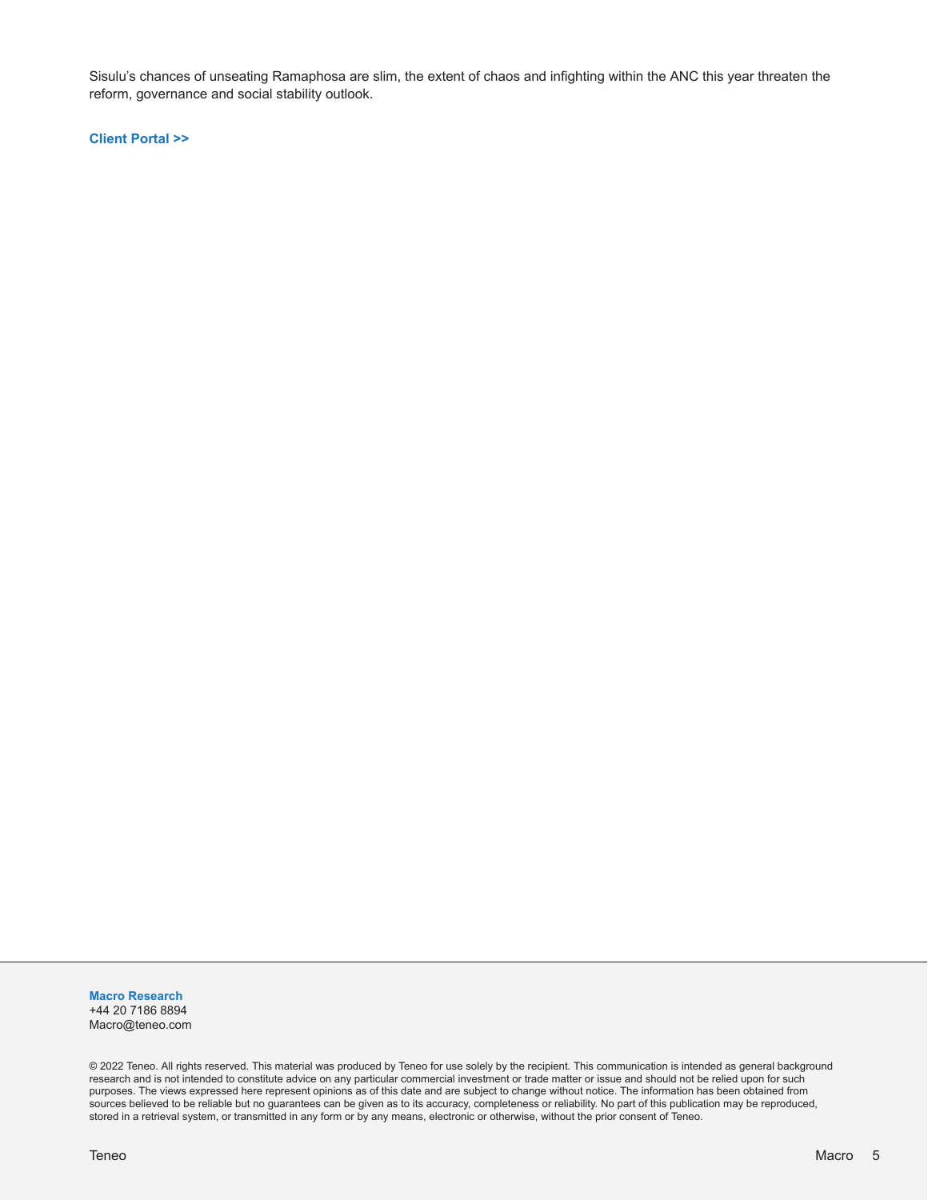Sisulu’s chances of unseating Ramaphosa are slim, the extent of chaos and infighting within the ANC this year threaten the reform, governance and social stability outlook.

**Client Portal >>**

**Macro Research**
+44 20 7186 8894
Macro@teneo.com

© 2022 Teneo. All rights reserved. This material was produced by Teneo for use solely by the recipient. This communication is intended as general background research and is not intended to constitute advice on any particular commercial investment or trade matter or issue and should not be relied upon for such purposes. The views expressed here represent opinions as of this date and are subject to change without notice. The information has been obtained from sources believed to be reliable but no guarantees can be given as to its accuracy, completeness or reliability. No part of this publication may be reproduced, stored in a retrieval system, or transmitted in any form or by any means, electronic or otherwise, without the prior consent of Teneo.